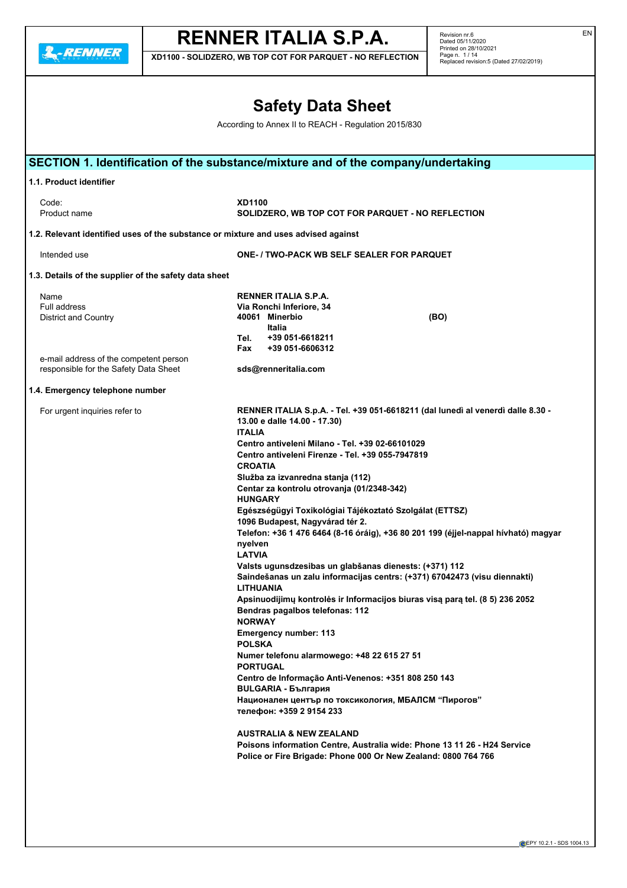# Safety Data Sheet

According to Annex II to REACH - Regulation 2015/830

## SECTION 1. Identification of the substance/mixture and of the company/undertaking

### 1.1. Product identifier

| | |
|---|---|
| Code: | **XD1100** |
| Product name | **SOLIDZERO, WB TOP COT FOR PARQUET - NO REFLECTION** |

### 1.2. Relevant identified uses of the substance or mixture and uses advised against

| | |
|---|---|
| Intended use | **ONE- / TWO-PACK WB SELF SEALER FOR PARQUET** |

### 1.3. Details of the supplier of the safety data sheet

| | |
|---|---|
| Name | **RENNER ITALIA S.P.A.** |
| Full address | **Via Ronchi Inferiore, 34** |
| District and Country | **40061 Minerbio (BO)** **Italia** |
| | **Tel. +39 051-6618211** |
| | **Fax +39 051-6606312** |
| e-mail address of the competent person responsible for the Safety Data Sheet | **sds@renneritalia.com** |

### 1.4. Emergency telephone number

For urgent inquiries refer to

**RENNER ITALIA S.p.A. - Tel. +39 051-6618211 (dal lunedì al venerdì dalle 8.30 - 13.00 e dalle 14.00 - 17.30)**
**ITALIA**
**Centro antiveleni Milano - Tel. +39 02-66101029**
**Centro antiveleni Firenze - Tel. +39 055-7947819**
**CROATIA**
**Služba za izvanredna stanja (112)**
**Centar za kontrolu otrovanja (01/2348-342)**
**HUNGARY**
**Egészségügyi Toxikológiai Tájékoztató Szolgálat (ETTSZ)**
**1096 Budapest, Nagyvárad tér 2.**
**Telefon: +36 1 476 6464 (8-16 óráig), +36 80 201 199 (éjjel-nappal hívható) magyar nyelven**
**LATVIA**
**Valsts ugunsdzesibas un glabšanas dienests: (+371) 112**
**Saindešanas un zalu informacijas centrs: (+371) 67042473 (visu diennakti)**
**LITHUANIA**
**Apsinuodijimų kontrolės ir Informacijos biuras visą parą tel. (8 5) 236 2052**
**Bendras pagalbos telefonas: 112**
**NORWAY**
**Emergency number: 113**
**POLSKA**
**Numer telefonu alarmowego: +48 22 615 27 51**
**PORTUGAL**
**Centro de Informação Anti-Venenos: +351 808 250 143**
**BULGARIA - България**
**Национален център по токсикология, МБАЛСМ "Пирогов"**
**телефон: +359 2 9154 233**

**AUSTRALIA & NEW ZEALAND**
**Poisons information Centre, Australia wide: Phone 13 11 26 - H24 Service**
**Police or Fire Brigade: Phone 000 Or New Zealand: 0800 764 766**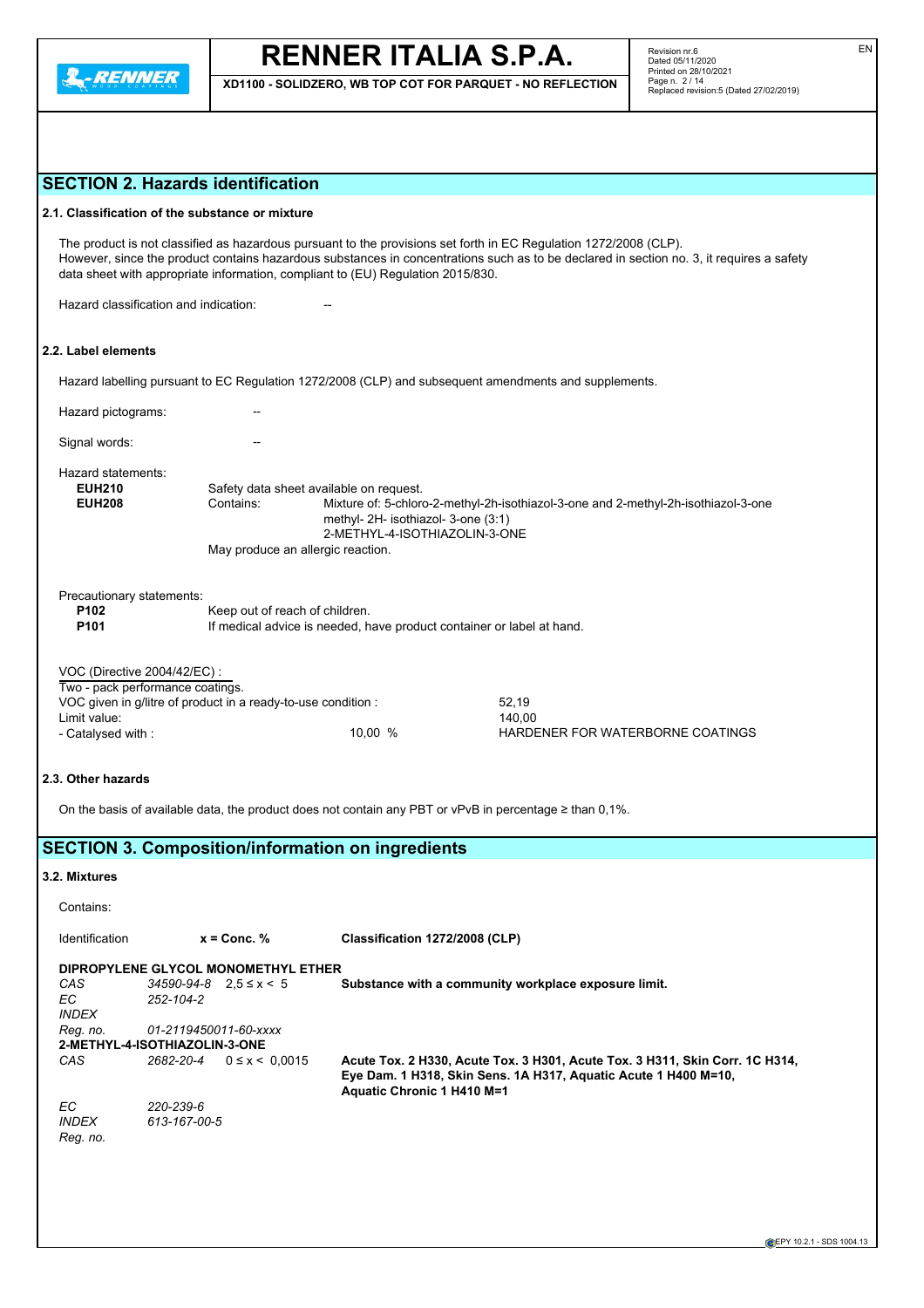## SECTION 2. Hazards identification

### 2.1. Classification of the substance or mixture

The product is not classified as hazardous pursuant to the provisions set forth in EC Regulation 1272/2008 (CLP).
However, since the product contains hazardous substances in concentrations such as to be declared in section no. 3, it requires a safety data sheet with appropriate information, compliant to (EU) Regulation 2015/830.

Hazard classification and indication: --

### 2.2. Label elements

Hazard labelling pursuant to EC Regulation 1272/2008 (CLP) and subsequent amendments and supplements.

Hazard pictograms: --

Signal words: --

Hazard statements:

**EUH210** Safety data sheet available on request.
**EUH208** Contains: Mixture of: 5-chloro-2-methyl-2h-isothiazol-3-one and 2-methyl-2h-isothiazol-3-one methyl- 2H- isothiazol- 3-one (3:1)
2-METHYL-4-ISOTHIAZOLIN-3-ONE
May produce an allergic reaction.

Precautionary statements:

**P102** Keep out of reach of children.
**P101** If medical advice is needed, have product container or label at hand.

VOC (Directive 2004/42/EC) :
Two - pack performance coatings.
VOC given in g/litre of product in a ready-to-use condition : 52,19
Limit value: 140,00
- Catalysed with : 10,00 % HARDENER FOR WATERBORNE COATINGS

### 2.3. Other hazards

On the basis of available data, the product does not contain any PBT or vPvB in percentage ≥ than 0,1%.

## SECTION 3. Composition/information on ingredients

### 3.2. Mixtures

Contains:

| Identification | | x = Conc. % | Classification 1272/2008 (CLP) |
|---|---|---|---|
| **DIPROPYLENE GLYCOL MONOMETHYL ETHER** | | | |
| *CAS* | *34590-94-8* | 2,5 ≤ x < 5 | **Substance with a community workplace exposure limit.** |
| *EC* | *252-104-2* | | |
| *INDEX* | | | |
| *Reg. no.* | *01-2119450011-60-xxxx* | | |
| **2-METHYL-4-ISOTHIAZOLIN-3-ONE** | | | |
| *CAS* | *2682-20-4* | 0 ≤ x < 0,0015 | **Acute Tox. 2 H330, Acute Tox. 3 H301, Acute Tox. 3 H311, Skin Corr. 1C H314, Eye Dam. 1 H318, Skin Sens. 1A H317, Aquatic Acute 1 H400 M=10, Aquatic Chronic 1 H410 M=1** |
| *EC* | *220-239-6* | | |
| *INDEX* | *613-167-00-5* | | |
| *Reg. no.* | | | |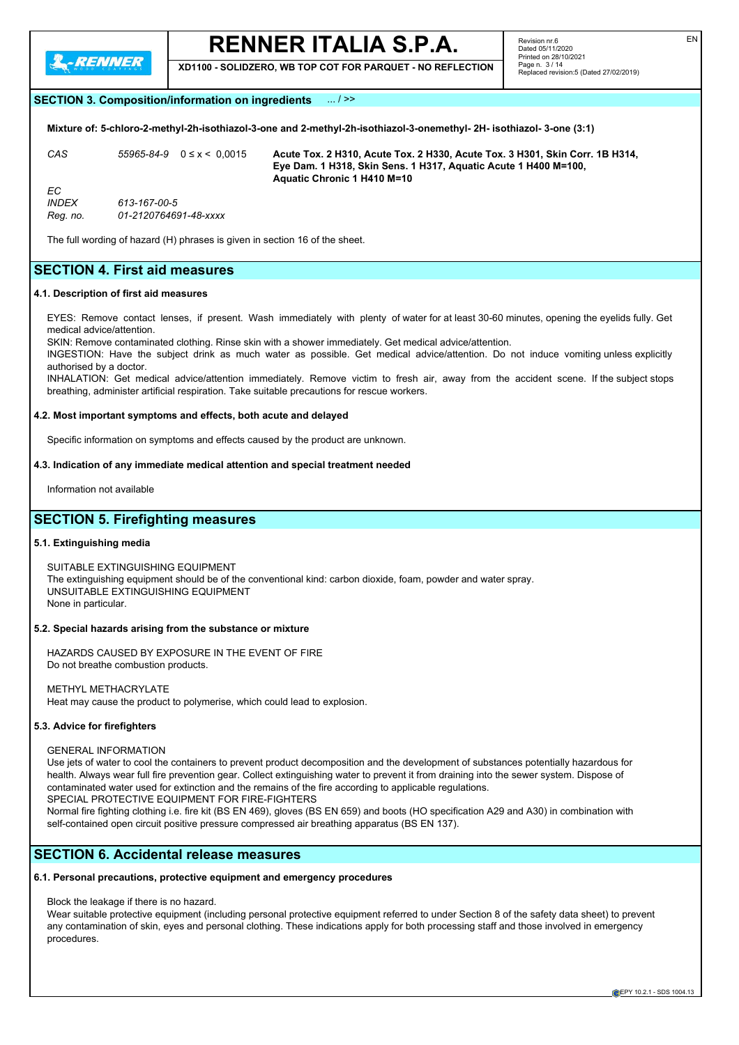## SECTION 3. Composition/information on ingredients ... / >>

**Mixture of: 5-chloro-2-methyl-2h-isothiazol-3-one and 2-methyl-2h-isothiazol-3-onemethyl- 2H- isothiazol- 3-one (3:1)**

| | | | |
|---|---|---|---|
| *CAS* | *55965-84-9* | $0 \le x < 0,0015$ | **Acute Tox. 2 H310, Acute Tox. 2 H330, Acute Tox. 3 H301, Skin Corr. 1B H314, Eye Dam. 1 H318, Skin Sens. 1 H317, Aquatic Acute 1 H400 M=100, Aquatic Chronic 1 H410 M=10** |
| *EC* | | | |
| *INDEX* | *613-167-00-5* | | |
| *Reg. no.* | *01-2120764691-48-xxxx* | | |

The full wording of hazard (H) phrases is given in section 16 of the sheet.

## SECTION 4. First aid measures

### 4.1. Description of first aid measures

EYES: Remove contact lenses, if present. Wash immediately with plenty of water for at least 30-60 minutes, opening the eyelids fully. Get medical advice/attention.
SKIN: Remove contaminated clothing. Rinse skin with a shower immediately. Get medical advice/attention.
INGESTION: Have the subject drink as much water as possible. Get medical advice/attention. Do not induce vomiting unless explicitly authorised by a doctor.
INHALATION: Get medical advice/attention immediately. Remove victim to fresh air, away from the accident scene. If the subject stops breathing, administer artificial respiration. Take suitable precautions for rescue workers.

### 4.2. Most important symptoms and effects, both acute and delayed

Specific information on symptoms and effects caused by the product are unknown.

### 4.3. Indication of any immediate medical attention and special treatment needed

Information not available

## SECTION 5. Firefighting measures

### 5.1. Extinguishing media

SUITABLE EXTINGUISHING EQUIPMENT
The extinguishing equipment should be of the conventional kind: carbon dioxide, foam, powder and water spray.
UNSUITABLE EXTINGUISHING EQUIPMENT
None in particular.

### 5.2. Special hazards arising from the substance or mixture

HAZARDS CAUSED BY EXPOSURE IN THE EVENT OF FIRE
Do not breathe combustion products.

METHYL METHACRYLATE
Heat may cause the product to polymerise, which could lead to explosion.

### 5.3. Advice for firefighters

GENERAL INFORMATION
Use jets of water to cool the containers to prevent product decomposition and the development of substances potentially hazardous for health. Always wear full fire prevention gear. Collect extinguishing water to prevent it from draining into the sewer system. Dispose of contaminated water used for extinction and the remains of the fire according to applicable regulations.
SPECIAL PROTECTIVE EQUIPMENT FOR FIRE-FIGHTERS
Normal fire fighting clothing i.e. fire kit (BS EN 469), gloves (BS EN 659) and boots (HO specification A29 and A30) in combination with self-contained open circuit positive pressure compressed air breathing apparatus (BS EN 137).

## SECTION 6. Accidental release measures

### 6.1. Personal precautions, protective equipment and emergency procedures

Block the leakage if there is no hazard.
Wear suitable protective equipment (including personal protective equipment referred to under Section 8 of the safety data sheet) to prevent any contamination of skin, eyes and personal clothing. These indications apply for both processing staff and those involved in emergency procedures.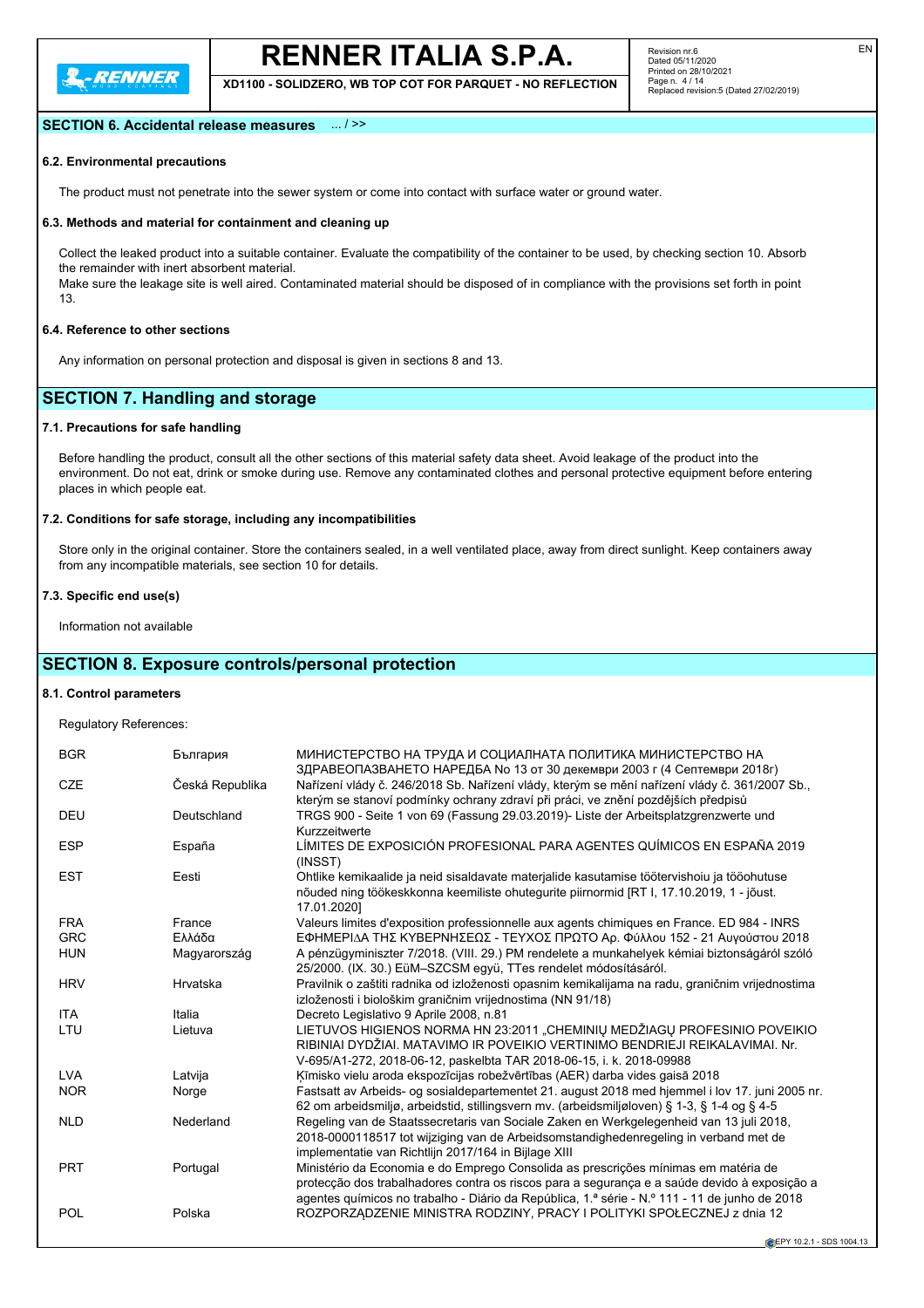## SECTION 6. Accidental release measures ... / >>

### 6.2. Environmental precautions

The product must not penetrate into the sewer system or come into contact with surface water or ground water.

### 6.3. Methods and material for containment and cleaning up

Collect the leaked product into a suitable container. Evaluate the compatibility of the container to be used, by checking section 10. Absorb the remainder with inert absorbent material.
Make sure the leakage site is well aired. Contaminated material should be disposed of in compliance with the provisions set forth in point 13.

### 6.4. Reference to other sections

Any information on personal protection and disposal is given in sections 8 and 13.

## SECTION 7. Handling and storage

### 7.1. Precautions for safe handling

Before handling the product, consult all the other sections of this material safety data sheet. Avoid leakage of the product into the environment. Do not eat, drink or smoke during use. Remove any contaminated clothes and personal protective equipment before entering places in which people eat.

### 7.2. Conditions for safe storage, including any incompatibilities

Store only in the original container. Store the containers sealed, in a well ventilated place, away from direct sunlight. Keep containers away from any incompatible materials, see section 10 for details.

### 7.3. Specific end use(s)

Information not available

## SECTION 8. Exposure controls/personal protection

### 8.1. Control parameters

Regulatory References:

| | | |
|---|---|---|
| BGR | България | МИНИСТЕРСТВО НА ТРУДА И СОЦИАЛНАТА ПОЛИТИКА МИНИСТЕРСТВО НА ЗДРАВЕОПАЗВАНЕТО НАРЕДБА No 13 от 30 декември 2003 г (4 Септември 2018г) |
| CZE | Česká Republika | Nařízení vlády č. 246/2018 Sb. Nařízení vlády, kterým se mění nařízení vlády č. 361/2007 Sb., kterým se stanoví podmínky ochrany zdraví při práci, ve znění pozdějších předpisů |
| DEU | Deutschland | TRGS 900 - Seite 1 von 69 (Fassung 29.03.2019)- Liste der Arbeitsplatzgrenzwerte und Kurzzeitwerte |
| ESP | España | LÍMITES DE EXPOSICIÓN PROFESIONAL PARA AGENTES QUÍMICOS EN ESPAÑA 2019 (INSST) |
| EST | Eesti | Ohtlike kemikaalide ja neid sisaldavate materjalide kasutamise töötervishoiu ja tööohutuse nõuded ning töökeskkonna keemiliste ohutegurite piirnormid [RT I, 17.10.2019, 1 - jõust. 17.01.2020] |
| FRA | France | Valeurs limites d'exposition professionnelle aux agents chimiques en France. ED 984 - INRS |
| GRC | Ελλάδα | ΕΦΗΜΕΡΙΔΑ ΤΗΣ ΚΥΒΕΡΝΗΣΕΩΣ - ΤΕΥΧΟΣ ΠΡΩΤΟ Αρ. Φύλλου 152 - 21 Αυγούστου 2018 |
| HUN | Magyarország | A pénzügyminiszter 7/2018. (VIII. 29.) PM rendelete a munkahelyek kémiai biztonságáról szóló 25/2000. (IX. 30.) EüM–SZCSM együ, TTes rendelet módosításáról. |
| HRV | Hrvatska | Pravilnik o zaštiti radnika od izloženosti opasnim kemikalijama na radu, graničnim vrijednostima izloženosti i biološkim graničnim vrijednostima (NN 91/18) |
| ITA | Italia | Decreto Legislativo 9 Aprile 2008, n.81 |
| LTU | Lietuva | LIETUVOS HIGIENOS NORMA HN 23:2011 „CHEMINIŲ MEDŽIAGŲ PROFESINIO POVEIKIO RIBINIAI DYDŽIAI. MATAVIMO IR POVEIKIO VERTINIMO BENDRIEJI REIKALAVIMAI. Nr. V-695/A1-272, 2018-06-12, paskelbta TAR 2018-06-15, i. k. 2018-09988 |
| LVA | Latvija | Ķīmisko vielu aroda ekspozīcijas robežvērtības (AER) darba vides gaisā 2018 |
| NOR | Norge | Fastsatt av Arbeids- og sosialdepartementet 21. august 2018 med hjemmel i lov 17. juni 2005 nr. 62 om arbeidsmiljø, arbeidstid, stillingsvern mv. (arbeidsmiljøloven) § 1-3, § 1-4 og § 4-5 |
| NLD | Nederland | Regeling van de Staatssecretaris van Sociale Zaken en Werkgelegenheid van 13 juli 2018, 2018-0000118517 tot wijziging van de Arbeidsomstandighedenregeling in verband met de implementatie van Richtlijn 2017/164 in Bijlage XIII |
| PRT | Portugal | Ministério da Economia e do Emprego Consolida as prescrições mínimas em matéria de protecção dos trabalhadores contra os riscos para a segurança e a saúde devido à exposição a agentes químicos no trabalho - Diário da República, 1.ª série - N.º 111 - 11 de junho de 2018 |
| POL | Polska | ROZPORZĄDZENIE MINISTRA RODZINY, PRACY I POLITYKI SPOŁECZNEJ z dnia 12 |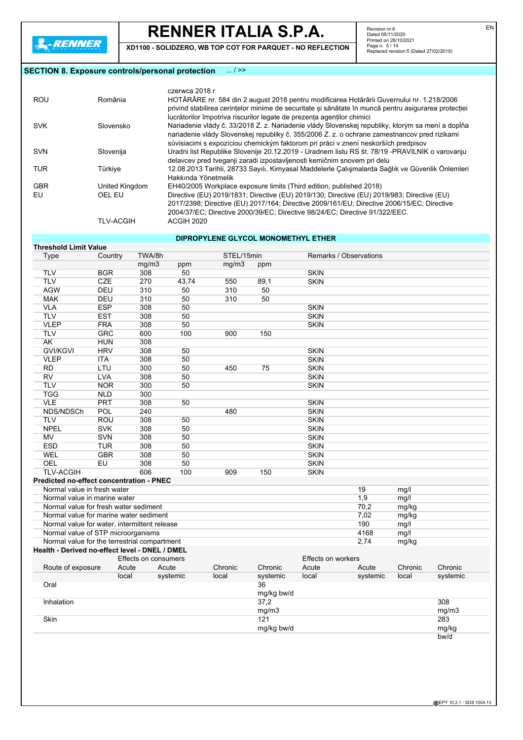## SECTION 8. Exposure controls/personal protection ... / >>

| | | |
|---|---|---|
| | | czerwca 2018 r |
| ROU | România | HOTĂRÂRE nr. 584 din 2 august 2018 pentru modificarea Hotărârii Guvernului nr. 1.218/2006 privind stabilirea cerințelor minime de securitate și sănătate în muncă pentru asigurarea protecției lucrătorilor împotriva riscurilor legate de prezența agenților chimici |
| SVK | Slovensko | Nariadenie vlády č. 33/2018 Z. z. Nariadenie vlády Slovenskej republiky, ktorým sa mení a dopĺňa nariadenie vlády Slovenskej republiky č. 355/2006 Z. z. o ochrane zamestnancov pred rizikami súvisiacimi s expozíciou chemickým faktorom pri práci v znení neskorších predpisov |
| SVN | Slovenija | Uradni list Republike Slovenije 20.12.2019 - Uradnem listu RS št. 78/19 -PRAVILNIK o varovanju delavcev pred tveganji zaradi izpostavljenosti kemičnim snovem pri delu |
| TUR | Türkiye | 12.08.2013 Tarihli, 28733 Sayılı, Kimyasal Maddelerle Çalışmalarda Sağlık ve Güvenlik Önlemleri Hakkında Yönetmelik |
| GBR | United Kingdom | EH40/2005 Workplace exposure limits (Third edition, published 2018) |
| EU | OEL EU | Directive (EU) 2019/1831; Directive (EU) 2019/130; Directive (EU) 2019/983; Directive (EU) 2017/2398; Directive (EU) 2017/164; Directive 2009/161/EU; Directive 2006/15/EC; Directive 2004/37/EC; Directive 2000/39/EC; Directive 98/24/EC; Directive 91/322/EEC. |
| | TLV-ACGIH | ACGIH 2020 |

### DIPROPYLENE GLYCOL MONOMETHYL ETHER

**Threshold Limit Value**

| Type | Country | TWA/8h | | STEL/15min | | Remarks / Observations |
|---|---|---|---|---|---|---|
| | | mg/m3 | ppm | mg/m3 | ppm | |
| TLV | BGR | 308 | 50 | | | SKIN |
| TLV | CZE | 270 | 43,74 | 550 | 89,1 | SKIN |
| AGW | DEU | 310 | 50 | 310 | 50 | |
| MAK | DEU | 310 | 50 | 310 | 50 | |
| VLA | ESP | 308 | 50 | | | SKIN |
| TLV | EST | 308 | 50 | | | SKIN |
| VLEP | FRA | 308 | 50 | | | SKIN |
| TLV | GRC | 600 | 100 | 900 | 150 | |
| AK | HUN | 308 | | | | |
| GVI/KGVI | HRV | 308 | 50 | | | SKIN |
| VLEP | ITA | 308 | 50 | | | SKIN |
| RD | LTU | 300 | 50 | 450 | 75 | SKIN |
| RV | LVA | 308 | 50 | | | SKIN |
| TLV | NOR | 300 | 50 | | | SKIN |
| TGG | NLD | 300 | | | | |
| VLE | PRT | 308 | 50 | | | SKIN |
| NDS/NDSCh | POL | 240 | | 480 | | SKIN |
| TLV | ROU | 308 | 50 | | | SKIN |
| NPEL | SVK | 308 | 50 | | | SKIN |
| MV | SVN | 308 | 50 | | | SKIN |
| ESD | TUR | 308 | 50 | | | SKIN |
| WEL | GBR | 308 | 50 | | | SKIN |
| OEL | EU | 308 | 50 | | | SKIN |
| TLV-ACGIH | | 606 | 100 | 909 | 150 | SKIN |

**Predicted no-effect concentration - PNEC**

| | | |
|---|---|---|
| Normal value in fresh water | 19 | mg/l |
| Normal value in marine water | 1,9 | mg/l |
| Normal value for fresh water sediment | 70,2 | mg/kg |
| Normal value for marine water sediment | 7,02 | mg/kg |
| Normal value for water, intermittent release | 190 | mg/l |
| Normal value of STP microorganisms | 4168 | mg/l |
| Normal value for the terrestrial compartment | 2,74 | mg/kg |

**Health - Derived no-effect level - DNEL / DMEL**

| | Effects on consumers | | | | Effects on workers | | | |
|---|---|---|---|---|---|---|---|---|
| Route of exposure | Acute local | Acute systemic | Chronic local | Chronic systemic | Acute local | Acute systemic | Chronic local | Chronic systemic |
| Oral | | | | 36 mg/kg bw/d | | | | |
| Inhalation | | | | 37,2 mg/m3 | | | | 308 mg/m3 |
| Skin | | | | 121 mg/kg bw/d | | | | 283 mg/kg bw/d |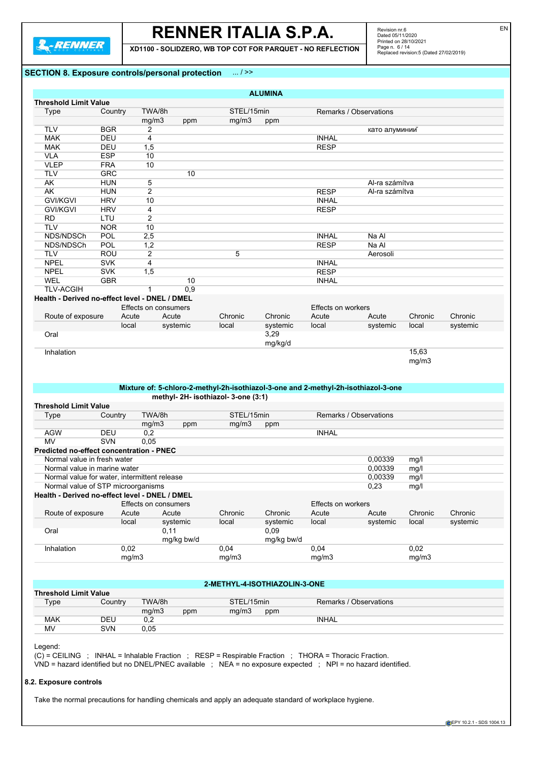## SECTION 8. Exposure controls/personal protection ... / >>

### ALUMINA

**Threshold Limit Value**

| Type | Country | TWA/8h | | STEL/15min | | Remarks / Observations | |
|---|---|---|---|---|---|---|---|
| | | mg/m3 | ppm | mg/m3 | ppm | | |
| TLV | BGR | 2 | | | | | като алуминий |
| MAK | DEU | 4 | | | | INHAL | |
| MAK | DEU | 1,5 | | | | RESP | |
| VLA | ESP | 10 | | | | | |
| VLEP | FRA | 10 | | | | | |
| TLV | GRC | | 10 | | | | |
| AK | HUN | 5 | | | | | Al-ra számítva |
| AK | HUN | 2 | | | | RESP | Al-ra számítva |
| GVI/KGVI | HRV | 10 | | | | INHAL | |
| GVI/KGVI | HRV | 4 | | | | RESP | |
| RD | LTU | 2 | | | | | |
| TLV | NOR | 10 | | | | | |
| NDS/NDSCh | POL | 2,5 | | | | INHAL | Na Al |
| NDS/NDSCh | POL | 1,2 | | | | RESP | Na Al |
| TLV | ROU | 2 | | 5 | | | Aerosoli |
| NPEL | SVK | 4 | | | | INHAL | |
| NPEL | SVK | 1,5 | | | | RESP | |
| WEL | GBR | | 10 | | | INHAL | |
| TLV-ACGIH | | 1 | 0,9 | | | | |

**Health - Derived no-effect level - DNEL / DMEL**

| Route of exposure | Effects on consumers Acute local | Acute systemic | Chronic local | Chronic systemic | Effects on workers Acute local | Acute systemic | Chronic local | Chronic systemic |
|---|---|---|---|---|---|---|---|---|
| Oral | | | | 3,29 mg/kg/d | | | | |
| Inhalation | | | | | | | 15,63 mg/m3 | |

### Mixture of: 5-chloro-2-methyl-2h-isothiazol-3-one and 2-methyl-2h-isothiazol-3-one methyl- 2H- isothiazol- 3-one (3:1)

**Threshold Limit Value**

| Type | Country | TWA/8h | | STEL/15min | | Remarks / Observations |
|---|---|---|---|---|---|---|
| | | mg/m3 | ppm | mg/m3 | ppm | |
| AGW | DEU | 0,2 | | | | INHAL |
| MV | SVN | 0,05 | | | | |

**Predicted no-effect concentration - PNEC**

| | | |
|---|---|---|
| Normal value in fresh water | 0,00339 | mg/l |
| Normal value in marine water | 0,00339 | mg/l |
| Normal value for water, intermittent release | 0,00339 | mg/l |
| Normal value of STP microorganisms | 0,23 | mg/l |

**Health - Derived no-effect level - DNEL / DMEL**

| Route of exposure | Effects on consumers Acute local | Acute systemic | Chronic local | Chronic systemic | Effects on workers Acute local | Acute systemic | Chronic local | Chronic systemic |
|---|---|---|---|---|---|---|---|---|
| Oral | | 0,11 mg/kg bw/d | | 0,09 mg/kg bw/d | | | | |
| Inhalation | 0,02 mg/m3 | | 0,04 mg/m3 | | 0,04 mg/m3 | | 0,02 mg/m3 | |

### 2-METHYL-4-ISOTHIAZOLIN-3-ONE

**Threshold Limit Value**

| Type | Country | TWA/8h | | STEL/15min | | Remarks / Observations |
|---|---|---|---|---|---|---|
| | | mg/m3 | ppm | mg/m3 | ppm | |
| MAK | DEU | 0,2 | | | | INHAL |
| MV | SVN | 0,05 | | | | |

Legend:
(C) = CEILING ; INHAL = Inhalable Fraction ; RESP = Respirable Fraction ; THORA = Thoracic Fraction.
VND = hazard identified but no DNEL/PNEC available ; NEA = no exposure expected ; NPI = no hazard identified.

### 8.2. Exposure controls

Take the normal precautions for handling chemicals and apply an adequate standard of workplace hygiene.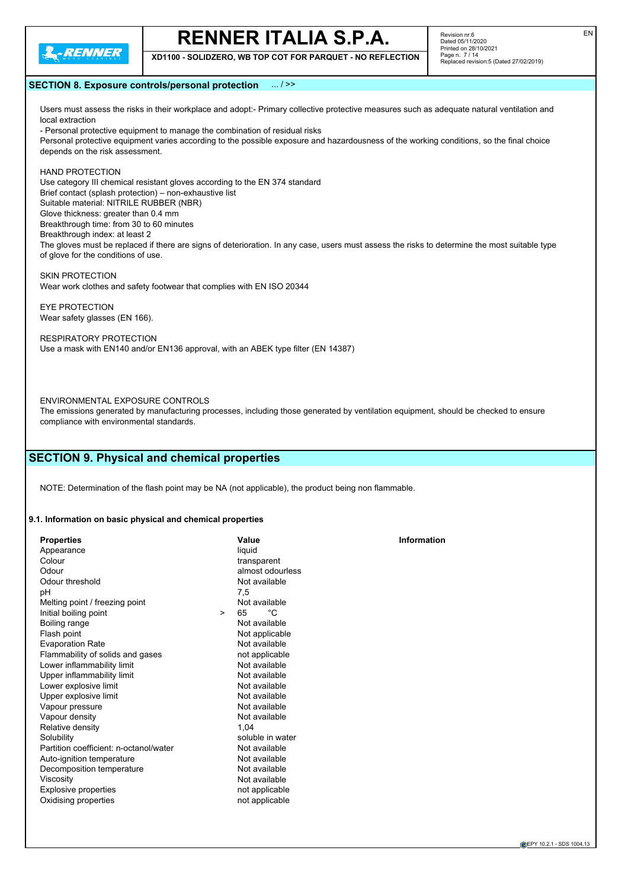## SECTION 8. Exposure controls/personal protection ... / >>

Users must assess the risks in their workplace and adopt:- Primary collective protective measures such as adequate natural ventilation and local extraction

- Personal protective equipment to manage the combination of residual risks

Personal protective equipment varies according to the possible exposure and hazardousness of the working conditions, so the final choice depends on the risk assessment.

HAND PROTECTION

Use category III chemical resistant gloves according to the EN 374 standard

Brief contact (splash protection) – non-exhaustive list

Suitable material: NITRILE RUBBER (NBR)

Glove thickness: greater than 0.4 mm

Breakthrough time: from 30 to 60 minutes

Breakthrough index: at least 2

The gloves must be replaced if there are signs of deterioration. In any case, users must assess the risks to determine the most suitable type of glove for the conditions of use.

SKIN PROTECTION

Wear work clothes and safety footwear that complies with EN ISO 20344

EYE PROTECTION

Wear safety glasses (EN 166).

RESPIRATORY PROTECTION

Use a mask with EN140 and/or EN136 approval, with an ABEK type filter (EN 14387)

ENVIRONMENTAL EXPOSURE CONTROLS

The emissions generated by manufacturing processes, including those generated by ventilation equipment, should be checked to ensure compliance with environmental standards.

## SECTION 9. Physical and chemical properties

NOTE: Determination of the flash point may be NA (not applicable), the product being non flammable.

### 9.1. Information on basic physical and chemical properties

| Properties | Value | Information |
|---|---|---|
| Appearance | liquid | |
| Colour | transparent | |
| Odour | almost odourless | |
| Odour threshold | Not available | |
| pH | 7,5 | |
| Melting point / freezing point | Not available | |
| Initial boiling point | > 65 °C | |
| Boiling range | Not available | |
| Flash point | Not applicable | |
| Evaporation Rate | Not available | |
| Flammability of solids and gases | not applicable | |
| Lower inflammability limit | Not available | |
| Upper inflammability limit | Not available | |
| Lower explosive limit | Not available | |
| Upper explosive limit | Not available | |
| Vapour pressure | Not available | |
| Vapour density | Not available | |
| Relative density | 1,04 | |
| Solubility | soluble in water | |
| Partition coefficient: n-octanol/water | Not available | |
| Auto-ignition temperature | Not available | |
| Decomposition temperature | Not available | |
| Viscosity | Not available | |
| Explosive properties | not applicable | |
| Oxidising properties | not applicable | |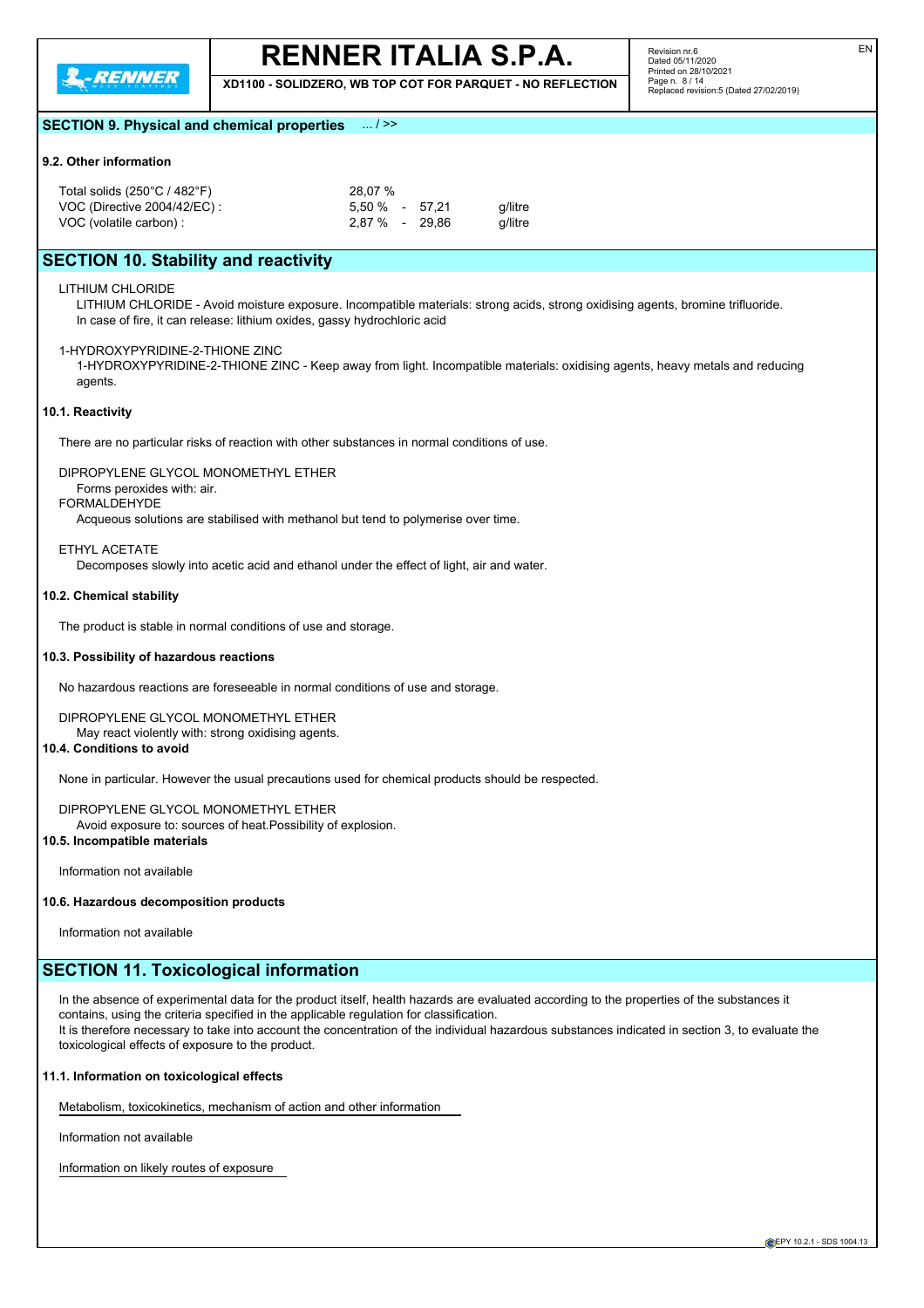## SECTION 9. Physical and chemical properties ... / >>

### 9.2. Other information

| | | |
|---|---|---|
| Total solids (250°C / 482°F) | 28,07 % | |
| VOC (Directive 2004/42/EC) : | 5,50 % - 57,21 | g/litre |
| VOC (volatile carbon) : | 2,87 % - 29,86 | g/litre |

## SECTION 10. Stability and reactivity

LITHIUM CHLORIDE

LITHIUM CHLORIDE - Avoid moisture exposure. Incompatible materials: strong acids, strong oxidising agents, bromine trifluoride. In case of fire, it can release: lithium oxides, gassy hydrochloric acid

1-HYDROXYPYRIDINE-2-THIONE ZINC

1-HYDROXYPYRIDINE-2-THIONE ZINC - Keep away from light. Incompatible materials: oxidising agents, heavy metals and reducing agents.

### 10.1. Reactivity

There are no particular risks of reaction with other substances in normal conditions of use.

DIPROPYLENE GLYCOL MONOMETHYL ETHER

Forms peroxides with: air.

FORMALDEHYDE

Acqueous solutions are stabilised with methanol but tend to polymerise over time.

ETHYL ACETATE

Decomposes slowly into acetic acid and ethanol under the effect of light, air and water.

### 10.2. Chemical stability

The product is stable in normal conditions of use and storage.

### 10.3. Possibility of hazardous reactions

No hazardous reactions are foreseeable in normal conditions of use and storage.

DIPROPYLENE GLYCOL MONOMETHYL ETHER

May react violently with: strong oxidising agents.

### 10.4. Conditions to avoid

None in particular. However the usual precautions used for chemical products should be respected.

DIPROPYLENE GLYCOL MONOMETHYL ETHER

Avoid exposure to: sources of heat.Possibility of explosion.

### 10.5. Incompatible materials

Information not available

### 10.6. Hazardous decomposition products

Information not available

## SECTION 11. Toxicological information

In the absence of experimental data for the product itself, health hazards are evaluated according to the properties of the substances it contains, using the criteria specified in the applicable regulation for classification.
It is therefore necessary to take into account the concentration of the individual hazardous substances indicated in section 3, to evaluate the toxicological effects of exposure to the product.

### 11.1. Information on toxicological effects

Metabolism, toxicokinetics, mechanism of action and other information

Information not available

Information on likely routes of exposure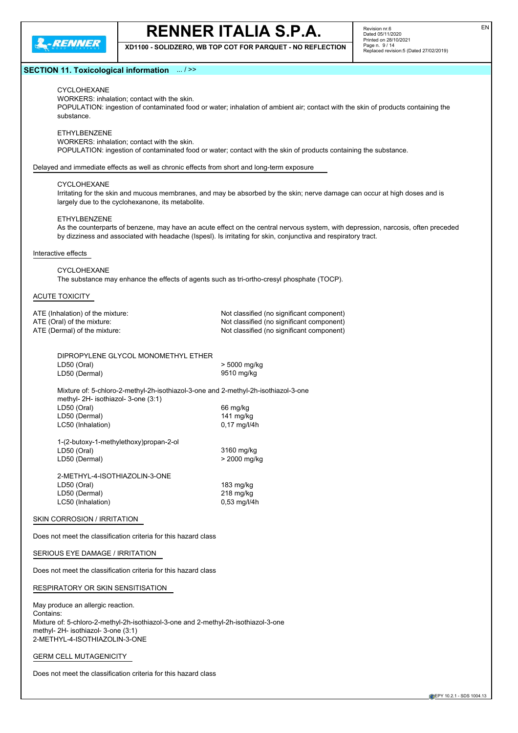## SECTION 11. Toxicological information ... / >>

CYCLOHEXANE
WORKERS: inhalation; contact with the skin.
POPULATION: ingestion of contaminated food or water; inhalation of ambient air; contact with the skin of products containing the substance.

ETHYLBENZENE
WORKERS: inhalation; contact with the skin.
POPULATION: ingestion of contaminated food or water; contact with the skin of products containing the substance.

Delayed and immediate effects as well as chronic effects from short and long-term exposure

CYCLOHEXANE
Irritating for the skin and mucous membranes, and may be absorbed by the skin; nerve damage can occur at high doses and is largely due to the cyclohexanone, its metabolite.

ETHYLBENZENE
As the counterparts of benzene, may have an acute effect on the central nervous system, with depression, narcosis, often preceded by dizziness and associated with headache (Ispesl). Is irritating for skin, conjunctiva and respiratory tract.

Interactive effects

CYCLOHEXANE
The substance may enhance the effects of agents such as tri-ortho-cresyl phosphate (TOCP).

ACUTE TOXICITY

| | |
|---|---|
| ATE (Inhalation) of the mixture: | Not classified (no significant component) |
| ATE (Oral) of the mixture: | Not classified (no significant component) |
| ATE (Dermal) of the mixture: | Not classified (no significant component) |

DIPROPYLENE GLYCOL MONOMETHYL ETHER

| | |
|---|---|
| LD50 (Oral) | > 5000 mg/kg |
| LD50 (Dermal) | 9510 mg/kg |

Mixture of: 5-chloro-2-methyl-2h-isothiazol-3-one and 2-methyl-2h-isothiazol-3-one methyl- 2H- isothiazol- 3-one (3:1)

| | |
|---|---|
| LD50 (Oral) | 66 mg/kg |
| LD50 (Dermal) | 141 mg/kg |
| LC50 (Inhalation) | 0,17 mg/l/4h |

1-(2-butoxy-1-methylethoxy)propan-2-ol

| | |
|---|---|
| LD50 (Oral) | 3160 mg/kg |
| LD50 (Dermal) | > 2000 mg/kg |

2-METHYL-4-ISOTHIAZOLIN-3-ONE

| | |
|---|---|
| LD50 (Oral) | 183 mg/kg |
| LD50 (Dermal) | 218 mg/kg |
| LC50 (Inhalation) | 0,53 mg/l/4h |

SKIN CORROSION / IRRITATION

Does not meet the classification criteria for this hazard class

SERIOUS EYE DAMAGE / IRRITATION

Does not meet the classification criteria for this hazard class

RESPIRATORY OR SKIN SENSITISATION

May produce an allergic reaction.
Contains:
Mixture of: 5-chloro-2-methyl-2h-isothiazol-3-one and 2-methyl-2h-isothiazol-3-one methyl- 2H- isothiazol- 3-one (3:1)
2-METHYL-4-ISOTHIAZOLIN-3-ONE

GERM CELL MUTAGENICITY

Does not meet the classification criteria for this hazard class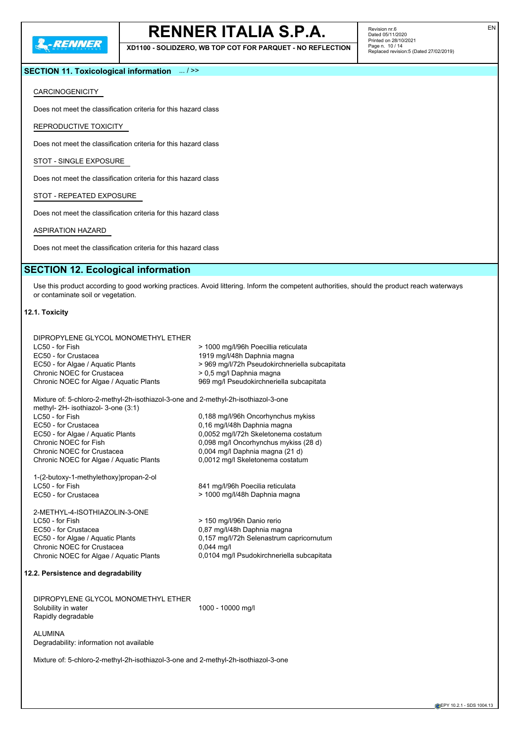## SECTION 11. Toxicological information ... / >>

CARCINOGENICITY

Does not meet the classification criteria for this hazard class

REPRODUCTIVE TOXICITY

Does not meet the classification criteria for this hazard class

STOT - SINGLE EXPOSURE

Does not meet the classification criteria for this hazard class

STOT - REPEATED EXPOSURE

Does not meet the classification criteria for this hazard class

ASPIRATION HAZARD

Does not meet the classification criteria for this hazard class

## SECTION 12. Ecological information

Use this product according to good working practices. Avoid littering. Inform the competent authorities, should the product reach waterways or contaminate soil or vegetation.

### 12.1. Toxicity

DIPROPYLENE GLYCOL MONOMETHYL ETHER

| | |
|---|---|
| LC50 - for Fish | > 1000 mg/l/96h Poecillia reticulata |
| EC50 - for Crustacea | 1919 mg/l/48h Daphnia magna |
| EC50 - for Algae / Aquatic Plants | > 969 mg/l/72h Pseudokirchneriella subcapitata |
| Chronic NOEC for Crustacea | > 0,5 mg/l Daphnia magna |
| Chronic NOEC for Algae / Aquatic Plants | 969 mg/l Pseudokirchneriella subcapitata |

Mixture of: 5-chloro-2-methyl-2h-isothiazol-3-one and 2-methyl-2h-isothiazol-3-one methyl- 2H- isothiazol- 3-one (3:1)

| | |
|---|---|
| LC50 - for Fish | 0,188 mg/l/96h Oncorhynchus mykiss |
| EC50 - for Crustacea | 0,16 mg/l/48h Daphnia magna |
| EC50 - for Algae / Aquatic Plants | 0,0052 mg/l/72h Skeletonema costatum |
| Chronic NOEC for Fish | 0,098 mg/l Oncorhynchus mykiss (28 d) |
| Chronic NOEC for Crustacea | 0,004 mg/l Daphnia magna (21 d) |
| Chronic NOEC for Algae / Aquatic Plants | 0,0012 mg/l Skeletonema costatum |

1-(2-butoxy-1-methylethoxy)propan-2-ol

| | |
|---|---|
| LC50 - for Fish | 841 mg/l/96h Poecilia reticulata |
| EC50 - for Crustacea | > 1000 mg/l/48h Daphnia magna |

2-METHYL-4-ISOTHIAZOLIN-3-ONE

| | |
|---|---|
| LC50 - for Fish | > 150 mg/l/96h Danio rerio |
| EC50 - for Crustacea | 0,87 mg/l/48h Daphnia magna |
| EC50 - for Algae / Aquatic Plants | 0,157 mg/l/72h Selenastrum capricornutum |
| Chronic NOEC for Crustacea | 0,044 mg/l |
| Chronic NOEC for Algae / Aquatic Plants | 0,0104 mg/l Psudokirchneriella subcapitata |

### 12.2. Persistence and degradability

DIPROPYLENE GLYCOL MONOMETHYL ETHER

| | |
|---|---|
| Solubility in water | 1000 - 10000 mg/l |
| Rapidly degradable | |

ALUMINA
Degradability: information not available

Mixture of: 5-chloro-2-methyl-2h-isothiazol-3-one and 2-methyl-2h-isothiazol-3-one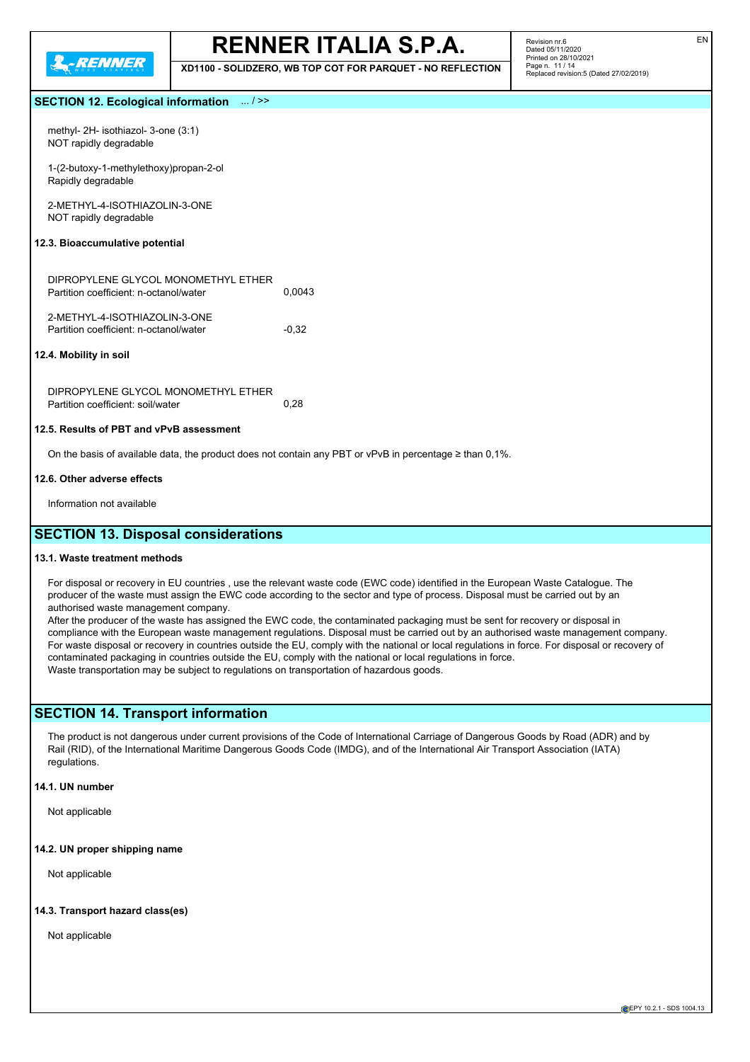## SECTION 12. Ecological information ... / >>

methyl- 2H- isothiazol- 3-one (3:1)
NOT rapidly degradable

1-(2-butoxy-1-methylethoxy)propan-2-ol
Rapidly degradable

2-METHYL-4-ISOTHIAZOLIN-3-ONE
NOT rapidly degradable

### 12.3. Bioaccumulative potential

DIPROPYLENE GLYCOL MONOMETHYL ETHER
Partition coefficient: n-octanol/water 0,0043

2-METHYL-4-ISOTHIAZOLIN-3-ONE
Partition coefficient: n-octanol/water -0,32

### 12.4. Mobility in soil

DIPROPYLENE GLYCOL MONOMETHYL ETHER
Partition coefficient: soil/water 0,28

### 12.5. Results of PBT and vPvB assessment

On the basis of available data, the product does not contain any PBT or vPvB in percentage ≥ than 0,1%.

### 12.6. Other adverse effects

Information not available

## SECTION 13. Disposal considerations

### 13.1. Waste treatment methods

For disposal or recovery in EU countries , use the relevant waste code (EWC code) identified in the European Waste Catalogue. The producer of the waste must assign the EWC code according to the sector and type of process. Disposal must be carried out by an authorised waste management company.
After the producer of the waste has assigned the EWC code, the contaminated packaging must be sent for recovery or disposal in compliance with the European waste management regulations. Disposal must be carried out by an authorised waste management company.
For waste disposal or recovery in countries outside the EU, comply with the national or local regulations in force. For disposal or recovery of contaminated packaging in countries outside the EU, comply with the national or local regulations in force.
Waste transportation may be subject to regulations on transportation of hazardous goods.

## SECTION 14. Transport information

The product is not dangerous under current provisions of the Code of International Carriage of Dangerous Goods by Road (ADR) and by Rail (RID), of the International Maritime Dangerous Goods Code (IMDG), and of the International Air Transport Association (IATA) regulations.

### 14.1. UN number

Not applicable

### 14.2. UN proper shipping name

Not applicable

### 14.3. Transport hazard class(es)

Not applicable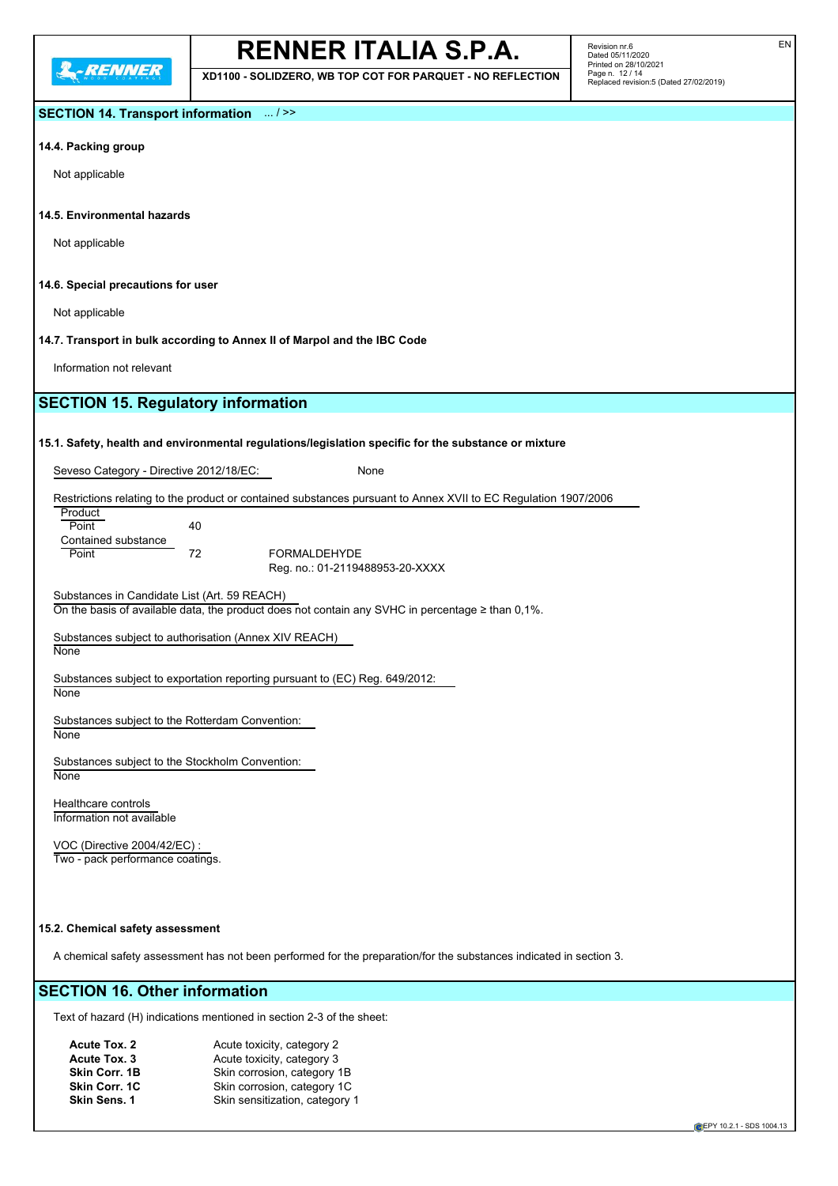## SECTION 14. Transport information ... / >>

### 14.4. Packing group

Not applicable

### 14.5. Environmental hazards

Not applicable

### 14.6. Special precautions for user

Not applicable

### 14.7. Transport in bulk according to Annex II of Marpol and the IBC Code

Information not relevant

## SECTION 15. Regulatory information

### 15.1. Safety, health and environmental regulations/legislation specific for the substance or mixture

Seveso Category - Directive 2012/18/EC: None

Restrictions relating to the product or contained substances pursuant to Annex XVII to EC Regulation 1907/2006

Product
Point 40

Contained substance
Point 72 FORMALDEHYDE
Reg. no.: 01-2119488953-20-XXXX

Substances in Candidate List (Art. 59 REACH)
On the basis of available data, the product does not contain any SVHC in percentage ≥ than 0,1%.

Substances subject to authorisation (Annex XIV REACH)
None

Substances subject to exportation reporting pursuant to (EC) Reg. 649/2012:
None

Substances subject to the Rotterdam Convention:
None

Substances subject to the Stockholm Convention:
None

Healthcare controls
Information not available

VOC (Directive 2004/42/EC) :
Two - pack performance coatings.

### 15.2. Chemical safety assessment

A chemical safety assessment has not been performed for the preparation/for the substances indicated in section 3.

## SECTION 16. Other information

Text of hazard (H) indications mentioned in section 2-3 of the sheet:

| | |
|---|---|
| **Acute Tox. 2** | Acute toxicity, category 2 |
| **Acute Tox. 3** | Acute toxicity, category 3 |
| **Skin Corr. 1B** | Skin corrosion, category 1B |
| **Skin Corr. 1C** | Skin corrosion, category 1C |
| **Skin Sens. 1** | Skin sensitization, category 1 |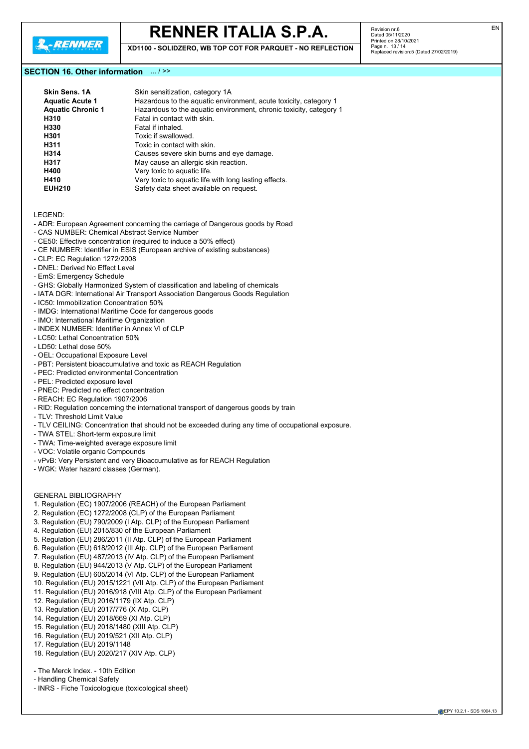## SECTION 16. Other information ... / >>

| | |
|---|---|
| **Skin Sens. 1A** | Skin sensitization, category 1A |
| **Aquatic Acute 1** | Hazardous to the aquatic environment, acute toxicity, category 1 |
| **Aquatic Chronic 1** | Hazardous to the aquatic environment, chronic toxicity, category 1 |
| **H310** | Fatal in contact with skin. |
| **H330** | Fatal if inhaled. |
| **H301** | Toxic if swallowed. |
| **H311** | Toxic in contact with skin. |
| **H314** | Causes severe skin burns and eye damage. |
| **H317** | May cause an allergic skin reaction. |
| **H400** | Very toxic to aquatic life. |
| **H410** | Very toxic to aquatic life with long lasting effects. |
| **EUH210** | Safety data sheet available on request. |

LEGEND:

- ADR: European Agreement concerning the carriage of Dangerous goods by Road
- CAS NUMBER: Chemical Abstract Service Number
- CE50: Effective concentration (required to induce a 50% effect)
- CE NUMBER: Identifier in ESIS (European archive of existing substances)
- CLP: EC Regulation 1272/2008
- DNEL: Derived No Effect Level
- EmS: Emergency Schedule
- GHS: Globally Harmonized System of classification and labeling of chemicals
- IATA DGR: International Air Transport Association Dangerous Goods Regulation
- IC50: Immobilization Concentration 50%
- IMDG: International Maritime Code for dangerous goods
- IMO: International Maritime Organization
- INDEX NUMBER: Identifier in Annex VI of CLP
- LC50: Lethal Concentration 50%
- LD50: Lethal dose 50%
- OEL: Occupational Exposure Level
- PBT: Persistent bioaccumulative and toxic as REACH Regulation
- PEC: Predicted environmental Concentration
- PEL: Predicted exposure level
- PNEC: Predicted no effect concentration
- REACH: EC Regulation 1907/2006
- RID: Regulation concerning the international transport of dangerous goods by train
- TLV: Threshold Limit Value
- TLV CEILING: Concentration that should not be exceeded during any time of occupational exposure.
- TWA STEL: Short-term exposure limit
- TWA: Time-weighted average exposure limit
- VOC: Volatile organic Compounds
- vPvB: Very Persistent and very Bioaccumulative as for REACH Regulation
- WGK: Water hazard classes (German).

GENERAL BIBLIOGRAPHY

1. Regulation (EC) 1907/2006 (REACH) of the European Parliament
2. Regulation (EC) 1272/2008 (CLP) of the European Parliament
3. Regulation (EU) 790/2009 (I Atp. CLP) of the European Parliament
4. Regulation (EU) 2015/830 of the European Parliament
5. Regulation (EU) 286/2011 (II Atp. CLP) of the European Parliament
6. Regulation (EU) 618/2012 (III Atp. CLP) of the European Parliament
7. Regulation (EU) 487/2013 (IV Atp. CLP) of the European Parliament
8. Regulation (EU) 944/2013 (V Atp. CLP) of the European Parliament
9. Regulation (EU) 605/2014 (VI Atp. CLP) of the European Parliament
10. Regulation (EU) 2015/1221 (VII Atp. CLP) of the European Parliament
11. Regulation (EU) 2016/918 (VIII Atp. CLP) of the European Parliament
12. Regulation (EU) 2016/1179 (IX Atp. CLP)
13. Regulation (EU) 2017/776 (X Atp. CLP)
14. Regulation (EU) 2018/669 (XI Atp. CLP)
15. Regulation (EU) 2018/1480 (XIII Atp. CLP)
16. Regulation (EU) 2019/521 (XII Atp. CLP)
17. Regulation (EU) 2019/1148
18. Regulation (EU) 2020/217 (XIV Atp. CLP)

- The Merck Index. - 10th Edition
- Handling Chemical Safety
- INRS - Fiche Toxicologique (toxicological sheet)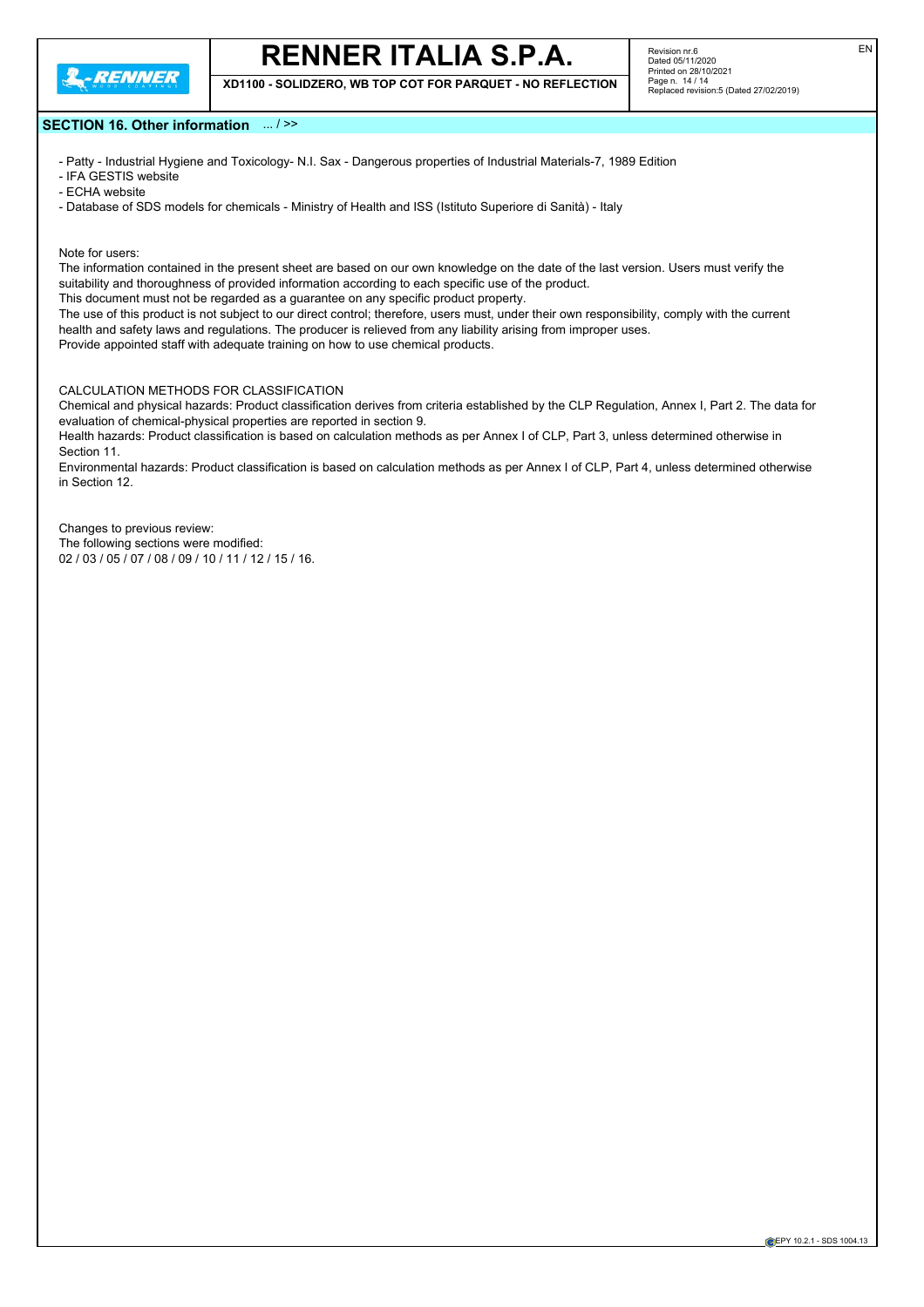## SECTION 16. Other information ... / >>

- Patty - Industrial Hygiene and Toxicology- N.I. Sax - Dangerous properties of Industrial Materials-7, 1989 Edition
- IFA GESTIS website
- ECHA website
- Database of SDS models for chemicals - Ministry of Health and ISS (Istituto Superiore di Sanità) - Italy

Note for users:
The information contained in the present sheet are based on our own knowledge on the date of the last version. Users must verify the suitability and thoroughness of provided information according to each specific use of the product.
This document must not be regarded as a guarantee on any specific product property.
The use of this product is not subject to our direct control; therefore, users must, under their own responsibility, comply with the current health and safety laws and regulations. The producer is relieved from any liability arising from improper uses.
Provide appointed staff with adequate training on how to use chemical products.

CALCULATION METHODS FOR CLASSIFICATION
Chemical and physical hazards: Product classification derives from criteria established by the CLP Regulation, Annex I, Part 2. The data for evaluation of chemical-physical properties are reported in section 9.
Health hazards: Product classification is based on calculation methods as per Annex I of CLP, Part 3, unless determined otherwise in Section 11.
Environmental hazards: Product classification is based on calculation methods as per Annex I of CLP, Part 4, unless determined otherwise in Section 12.

Changes to previous review:
The following sections were modified:
02 / 03 / 05 / 07 / 08 / 09 / 10 / 11 / 12 / 15 / 16.